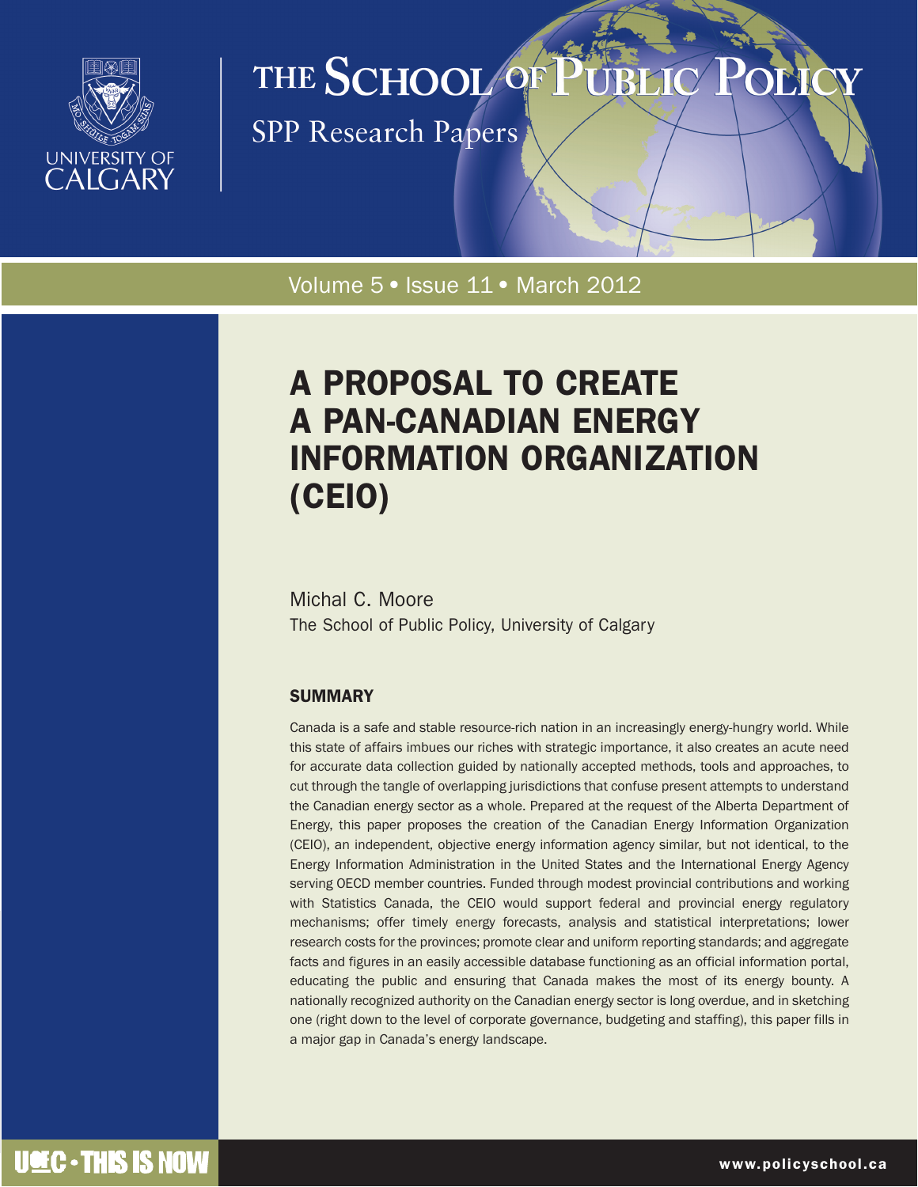# THE SCHOOL OF PUBLIC POLICY

SPP Research Papers

Volume 5 • Issue 11 • March 2012

# A PROPOSAL TO CREATE A PAN-CANADIAN ENERGY INFORMATION ORGANIZATION (CEIO)

Michal C. Moore
The School of Public Policy, University of Calgary

## SUMMARY

Canada is a safe and stable resource-rich nation in an increasingly energy-hungry world. While this state of affairs imbues our riches with strategic importance, it also creates an acute need for accurate data collection guided by nationally accepted methods, tools and approaches, to cut through the tangle of overlapping jurisdictions that confuse present attempts to understand the Canadian energy sector as a whole. Prepared at the request of the Alberta Department of Energy, this paper proposes the creation of the Canadian Energy Information Organization (CEIO), an independent, objective energy information agency similar, but not identical, to the Energy Information Administration in the United States and the International Energy Agency serving OECD member countries. Funded through modest provincial contributions and working with Statistics Canada, the CEIO would support federal and provincial energy regulatory mechanisms; offer timely energy forecasts, analysis and statistical interpretations; lower research costs for the provinces; promote clear and uniform reporting standards; and aggregate facts and figures in an easily accessible database functioning as an official information portal, educating the public and ensuring that Canada makes the most of its energy bounty. A nationally recognized authority on the Canadian energy sector is long overdue, and in sketching one (right down to the level of corporate governance, budgeting and staffing), this paper fills in a major gap in Canada's energy landscape.

U of C • THIS IS NOW

www.policyschool.ca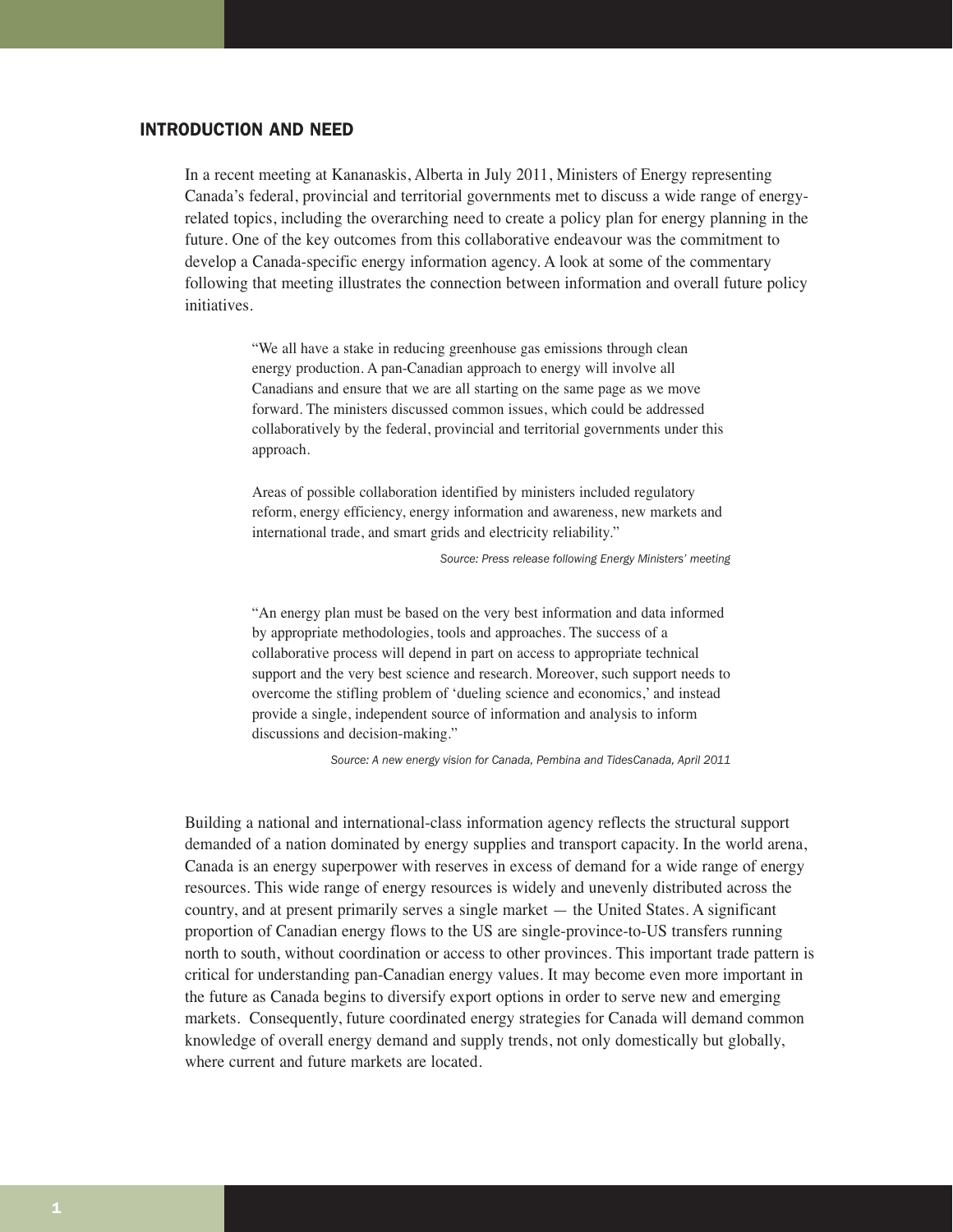## INTRODUCTION AND NEED

In a recent meeting at Kananaskis, Alberta in July 2011, Ministers of Energy representing Canada's federal, provincial and territorial governments met to discuss a wide range of energy-related topics, including the overarching need to create a policy plan for energy planning in the future. One of the key outcomes from this collaborative endeavour was the commitment to develop a Canada-specific energy information agency. A look at some of the commentary following that meeting illustrates the connection between information and overall future policy initiatives.

> "We all have a stake in reducing greenhouse gas emissions through clean energy production. A pan-Canadian approach to energy will involve all Canadians and ensure that we are all starting on the same page as we move forward. The ministers discussed common issues, which could be addressed collaboratively by the federal, provincial and territorial governments under this approach.
>
> Areas of possible collaboration identified by ministers included regulatory reform, energy efficiency, energy information and awareness, new markets and international trade, and smart grids and electricity reliability."
>
> *Source: Press release following Energy Ministers' meeting*

> "An energy plan must be based on the very best information and data informed by appropriate methodologies, tools and approaches. The success of a collaborative process will depend in part on access to appropriate technical support and the very best science and research. Moreover, such support needs to overcome the stifling problem of 'dueling science and economics,' and instead provide a single, independent source of information and analysis to inform discussions and decision-making."
>
> *Source: A new energy vision for Canada, Pembina and TidesCanada, April 2011*

Building a national and international-class information agency reflects the structural support demanded of a nation dominated by energy supplies and transport capacity. In the world arena, Canada is an energy superpower with reserves in excess of demand for a wide range of energy resources. This wide range of energy resources is widely and unevenly distributed across the country, and at present primarily serves a single market — the United States. A significant proportion of Canadian energy flows to the US are single-province-to-US transfers running north to south, without coordination or access to other provinces. This important trade pattern is critical for understanding pan-Canadian energy values. It may become even more important in the future as Canada begins to diversify export options in order to serve new and emerging markets. Consequently, future coordinated energy strategies for Canada will demand common knowledge of overall energy demand and supply trends, not only domestically but globally, where current and future markets are located.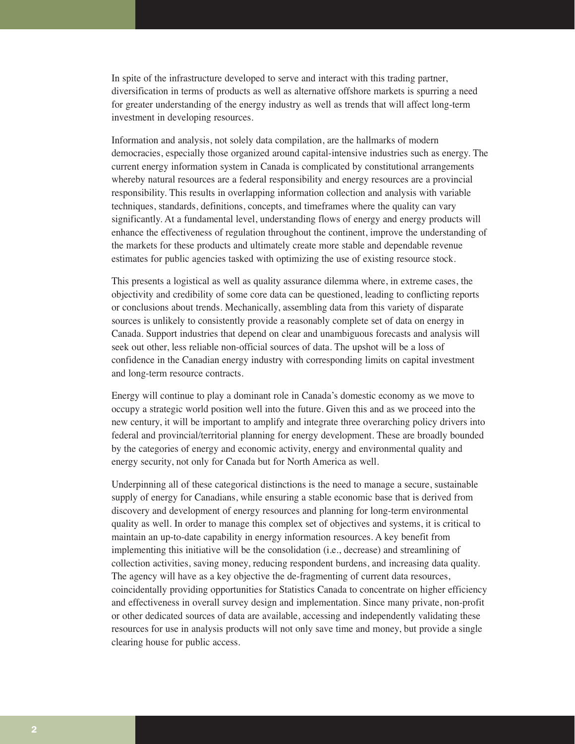In spite of the infrastructure developed to serve and interact with this trading partner, diversification in terms of products as well as alternative offshore markets is spurring a need for greater understanding of the energy industry as well as trends that will affect long-term investment in developing resources.

Information and analysis, not solely data compilation, are the hallmarks of modern democracies, especially those organized around capital-intensive industries such as energy. The current energy information system in Canada is complicated by constitutional arrangements whereby natural resources are a federal responsibility and energy resources are a provincial responsibility. This results in overlapping information collection and analysis with variable techniques, standards, definitions, concepts, and timeframes where the quality can vary significantly. At a fundamental level, understanding flows of energy and energy products will enhance the effectiveness of regulation throughout the continent, improve the understanding of the markets for these products and ultimately create more stable and dependable revenue estimates for public agencies tasked with optimizing the use of existing resource stock.

This presents a logistical as well as quality assurance dilemma where, in extreme cases, the objectivity and credibility of some core data can be questioned, leading to conflicting reports or conclusions about trends. Mechanically, assembling data from this variety of disparate sources is unlikely to consistently provide a reasonably complete set of data on energy in Canada. Support industries that depend on clear and unambiguous forecasts and analysis will seek out other, less reliable non-official sources of data. The upshot will be a loss of confidence in the Canadian energy industry with corresponding limits on capital investment and long-term resource contracts.

Energy will continue to play a dominant role in Canada's domestic economy as we move to occupy a strategic world position well into the future. Given this and as we proceed into the new century, it will be important to amplify and integrate three overarching policy drivers into federal and provincial/territorial planning for energy development. These are broadly bounded by the categories of energy and economic activity, energy and environmental quality and energy security, not only for Canada but for North America as well.

Underpinning all of these categorical distinctions is the need to manage a secure, sustainable supply of energy for Canadians, while ensuring a stable economic base that is derived from discovery and development of energy resources and planning for long-term environmental quality as well. In order to manage this complex set of objectives and systems, it is critical to maintain an up-to-date capability in energy information resources. A key benefit from implementing this initiative will be the consolidation (i.e., decrease) and streamlining of collection activities, saving money, reducing respondent burdens, and increasing data quality. The agency will have as a key objective the de-fragmenting of current data resources, coincidentally providing opportunities for Statistics Canada to concentrate on higher efficiency and effectiveness in overall survey design and implementation. Since many private, non-profit or other dedicated sources of data are available, accessing and independently validating these resources for use in analysis products will not only save time and money, but provide a single clearing house for public access.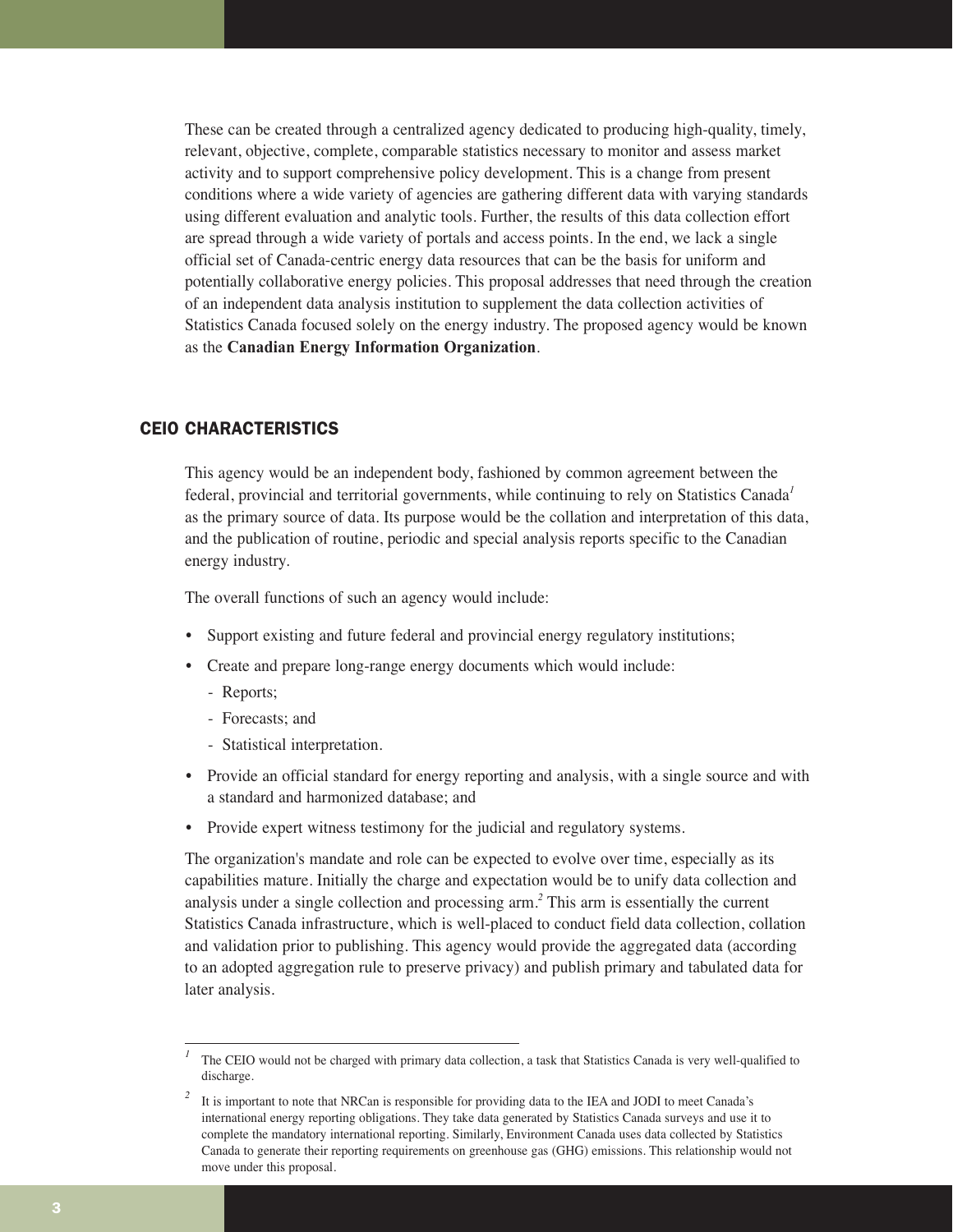These can be created through a centralized agency dedicated to producing high-quality, timely, relevant, objective, complete, comparable statistics necessary to monitor and assess market activity and to support comprehensive policy development. This is a change from present conditions where a wide variety of agencies are gathering different data with varying standards using different evaluation and analytic tools. Further, the results of this data collection effort are spread through a wide variety of portals and access points. In the end, we lack a single official set of Canada-centric energy data resources that can be the basis for uniform and potentially collaborative energy policies. This proposal addresses that need through the creation of an independent data analysis institution to supplement the data collection activities of Statistics Canada focused solely on the energy industry. The proposed agency would be known as the **Canadian Energy Information Organization**.

## CEIO CHARACTERISTICS

This agency would be an independent body, fashioned by common agreement between the federal, provincial and territorial governments, while continuing to rely on Statistics Canada[1] as the primary source of data. Its purpose would be the collation and interpretation of this data, and the publication of routine, periodic and special analysis reports specific to the Canadian energy industry.

The overall functions of such an agency would include:

- Support existing and future federal and provincial energy regulatory institutions;
- Create and prepare long-range energy documents which would include:
  - Reports;
  - Forecasts; and
  - Statistical interpretation.
- Provide an official standard for energy reporting and analysis, with a single source and with a standard and harmonized database; and
- Provide expert witness testimony for the judicial and regulatory systems.

The organization's mandate and role can be expected to evolve over time, especially as its capabilities mature. Initially the charge and expectation would be to unify data collection and analysis under a single collection and processing arm.[2] This arm is essentially the current Statistics Canada infrastructure, which is well-placed to conduct field data collection, collation and validation prior to publishing. This agency would provide the aggregated data (according to an adopted aggregation rule to preserve privacy) and publish primary and tabulated data for later analysis.

---

[1] The CEIO would not be charged with primary data collection, a task that Statistics Canada is very well-qualified to discharge.

[2] It is important to note that NRCan is responsible for providing data to the IEA and JODI to meet Canada's international energy reporting obligations. They take data generated by Statistics Canada surveys and use it to complete the mandatory international reporting. Similarly, Environment Canada uses data collected by Statistics Canada to generate their reporting requirements on greenhouse gas (GHG) emissions. This relationship would not move under this proposal.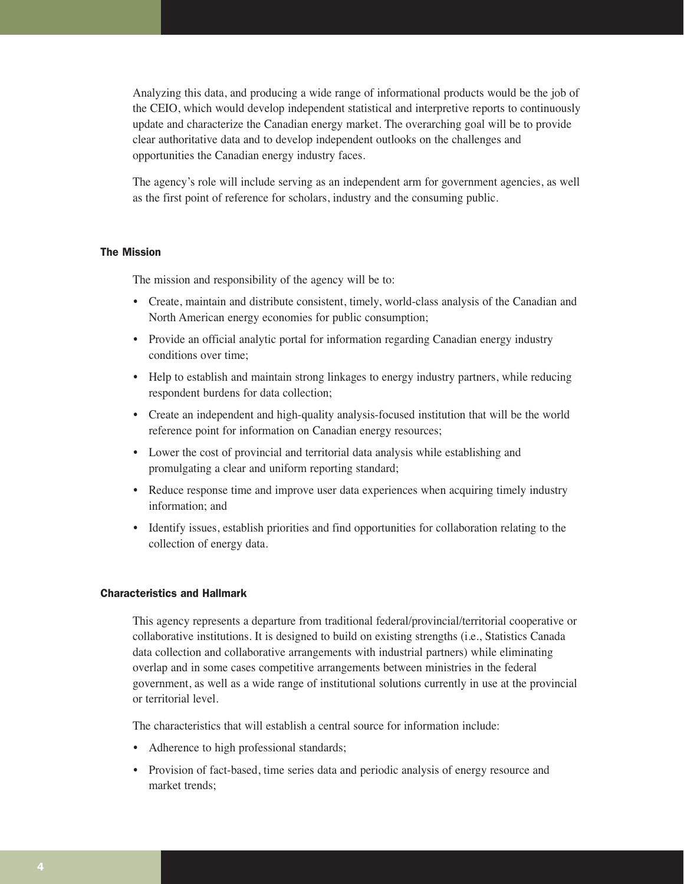Analyzing this data, and producing a wide range of informational products would be the job of the CEIO, which would develop independent statistical and interpretive reports to continuously update and characterize the Canadian energy market. The overarching goal will be to provide clear authoritative data and to develop independent outlooks on the challenges and opportunities the Canadian energy industry faces.

The agency's role will include serving as an independent arm for government agencies, as well as the first point of reference for scholars, industry and the consuming public.

### The Mission

The mission and responsibility of the agency will be to:

- Create, maintain and distribute consistent, timely, world-class analysis of the Canadian and North American energy economies for public consumption;
- Provide an official analytic portal for information regarding Canadian energy industry conditions over time;
- Help to establish and maintain strong linkages to energy industry partners, while reducing respondent burdens for data collection;
- Create an independent and high-quality analysis-focused institution that will be the world reference point for information on Canadian energy resources;
- Lower the cost of provincial and territorial data analysis while establishing and promulgating a clear and uniform reporting standard;
- Reduce response time and improve user data experiences when acquiring timely industry information; and
- Identify issues, establish priorities and find opportunities for collaboration relating to the collection of energy data.

### Characteristics and Hallmark

This agency represents a departure from traditional federal/provincial/territorial cooperative or collaborative institutions. It is designed to build on existing strengths (i.e., Statistics Canada data collection and collaborative arrangements with industrial partners) while eliminating overlap and in some cases competitive arrangements between ministries in the federal government, as well as a wide range of institutional solutions currently in use at the provincial or territorial level.

The characteristics that will establish a central source for information include:

- Adherence to high professional standards;
- Provision of fact-based, time series data and periodic analysis of energy resource and market trends;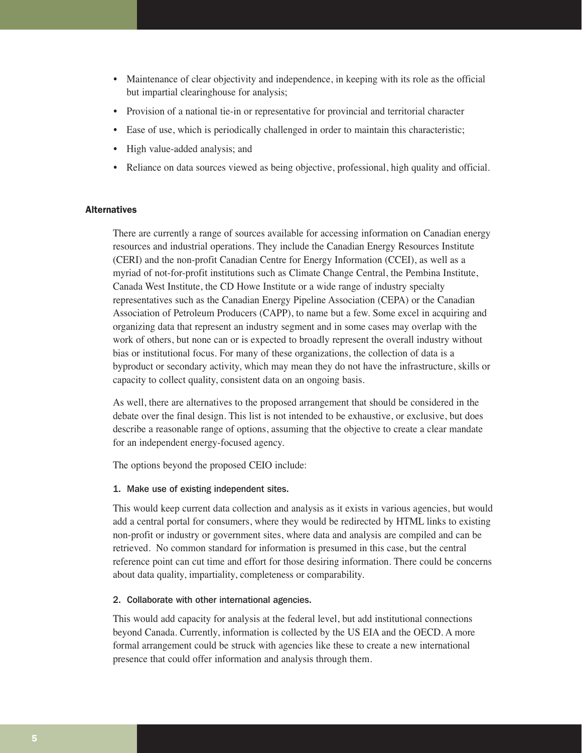- Maintenance of clear objectivity and independence, in keeping with its role as the official but impartial clearinghouse for analysis;
- Provision of a national tie-in or representative for provincial and territorial character
- Ease of use, which is periodically challenged in order to maintain this characteristic;
- High value-added analysis; and
- Reliance on data sources viewed as being objective, professional, high quality and official.

### Alternatives

There are currently a range of sources available for accessing information on Canadian energy resources and industrial operations. They include the Canadian Energy Resources Institute (CERI) and the non-profit Canadian Centre for Energy Information (CCEI), as well as a myriad of not-for-profit institutions such as Climate Change Central, the Pembina Institute, Canada West Institute, the CD Howe Institute or a wide range of industry specialty representatives such as the Canadian Energy Pipeline Association (CEPA) or the Canadian Association of Petroleum Producers (CAPP), to name but a few. Some excel in acquiring and organizing data that represent an industry segment and in some cases may overlap with the work of others, but none can or is expected to broadly represent the overall industry without bias or institutional focus. For many of these organizations, the collection of data is a byproduct or secondary activity, which may mean they do not have the infrastructure, skills or capacity to collect quality, consistent data on an ongoing basis.

As well, there are alternatives to the proposed arrangement that should be considered in the debate over the final design. This list is not intended to be exhaustive, or exclusive, but does describe a reasonable range of options, assuming that the objective to create a clear mandate for an independent energy-focused agency.

The options beyond the proposed CEIO include:

#### 1. Make use of existing independent sites.

This would keep current data collection and analysis as it exists in various agencies, but would add a central portal for consumers, where they would be redirected by HTML links to existing non-profit or industry or government sites, where data and analysis are compiled and can be retrieved. No common standard for information is presumed in this case, but the central reference point can cut time and effort for those desiring information. There could be concerns about data quality, impartiality, completeness or comparability.

#### 2. Collaborate with other international agencies.

This would add capacity for analysis at the federal level, but add institutional connections beyond Canada. Currently, information is collected by the US EIA and the OECD. A more formal arrangement could be struck with agencies like these to create a new international presence that could offer information and analysis through them.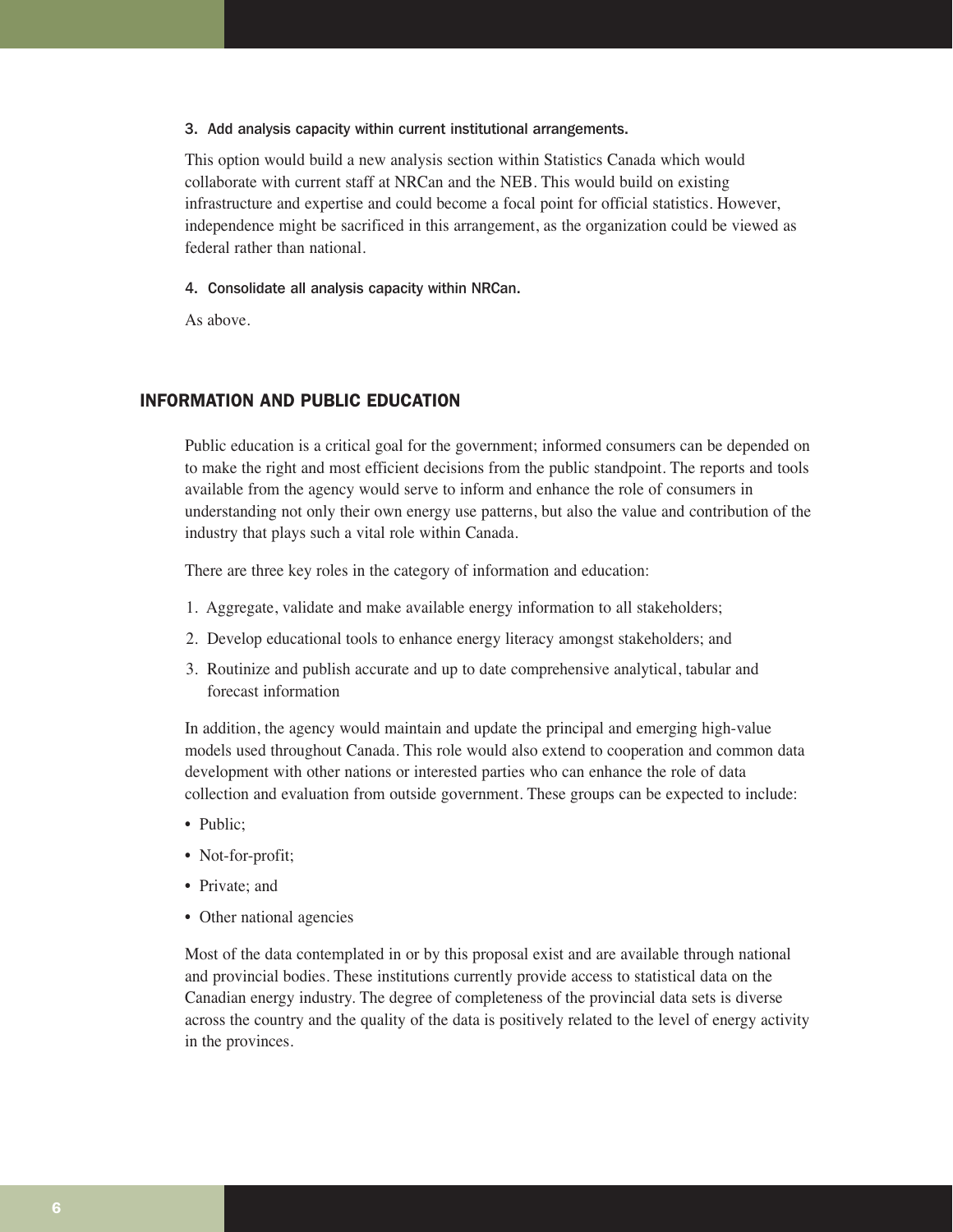3. Add analysis capacity within current institutional arrangements.

This option would build a new analysis section within Statistics Canada which would collaborate with current staff at NRCan and the NEB. This would build on existing infrastructure and expertise and could become a focal point for official statistics. However, independence might be sacrificed in this arrangement, as the organization could be viewed as federal rather than national.

4. Consolidate all analysis capacity within NRCan.

As above.

## INFORMATION AND PUBLIC EDUCATION

Public education is a critical goal for the government; informed consumers can be depended on to make the right and most efficient decisions from the public standpoint. The reports and tools available from the agency would serve to inform and enhance the role of consumers in understanding not only their own energy use patterns, but also the value and contribution of the industry that plays such a vital role within Canada.

There are three key roles in the category of information and education:

1. Aggregate, validate and make available energy information to all stakeholders;
2. Develop educational tools to enhance energy literacy amongst stakeholders; and
3. Routinize and publish accurate and up to date comprehensive analytical, tabular and forecast information

In addition, the agency would maintain and update the principal and emerging high-value models used throughout Canada. This role would also extend to cooperation and common data development with other nations or interested parties who can enhance the role of data collection and evaluation from outside government. These groups can be expected to include:

- Public;
- Not-for-profit;
- Private; and
- Other national agencies

Most of the data contemplated in or by this proposal exist and are available through national and provincial bodies. These institutions currently provide access to statistical data on the Canadian energy industry. The degree of completeness of the provincial data sets is diverse across the country and the quality of the data is positively related to the level of energy activity in the provinces.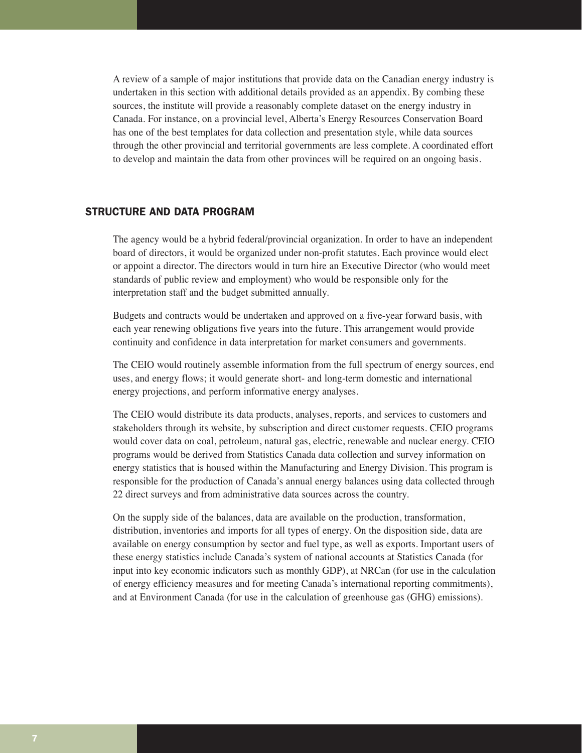A review of a sample of major institutions that provide data on the Canadian energy industry is undertaken in this section with additional details provided as an appendix. By combing these sources, the institute will provide a reasonably complete dataset on the energy industry in Canada. For instance, on a provincial level, Alberta's Energy Resources Conservation Board has one of the best templates for data collection and presentation style, while data sources through the other provincial and territorial governments are less complete. A coordinated effort to develop and maintain the data from other provinces will be required on an ongoing basis.

## STRUCTURE AND DATA PROGRAM

The agency would be a hybrid federal/provincial organization. In order to have an independent board of directors, it would be organized under non-profit statutes. Each province would elect or appoint a director. The directors would in turn hire an Executive Director (who would meet standards of public review and employment) who would be responsible only for the interpretation staff and the budget submitted annually.

Budgets and contracts would be undertaken and approved on a five-year forward basis, with each year renewing obligations five years into the future. This arrangement would provide continuity and confidence in data interpretation for market consumers and governments.

The CEIO would routinely assemble information from the full spectrum of energy sources, end uses, and energy flows; it would generate short- and long-term domestic and international energy projections, and perform informative energy analyses.

The CEIO would distribute its data products, analyses, reports, and services to customers and stakeholders through its website, by subscription and direct customer requests. CEIO programs would cover data on coal, petroleum, natural gas, electric, renewable and nuclear energy. CEIO programs would be derived from Statistics Canada data collection and survey information on energy statistics that is housed within the Manufacturing and Energy Division. This program is responsible for the production of Canada's annual energy balances using data collected through 22 direct surveys and from administrative data sources across the country.

On the supply side of the balances, data are available on the production, transformation, distribution, inventories and imports for all types of energy. On the disposition side, data are available on energy consumption by sector and fuel type, as well as exports. Important users of these energy statistics include Canada's system of national accounts at Statistics Canada (for input into key economic indicators such as monthly GDP), at NRCan (for use in the calculation of energy efficiency measures and for meeting Canada's international reporting commitments), and at Environment Canada (for use in the calculation of greenhouse gas (GHG) emissions).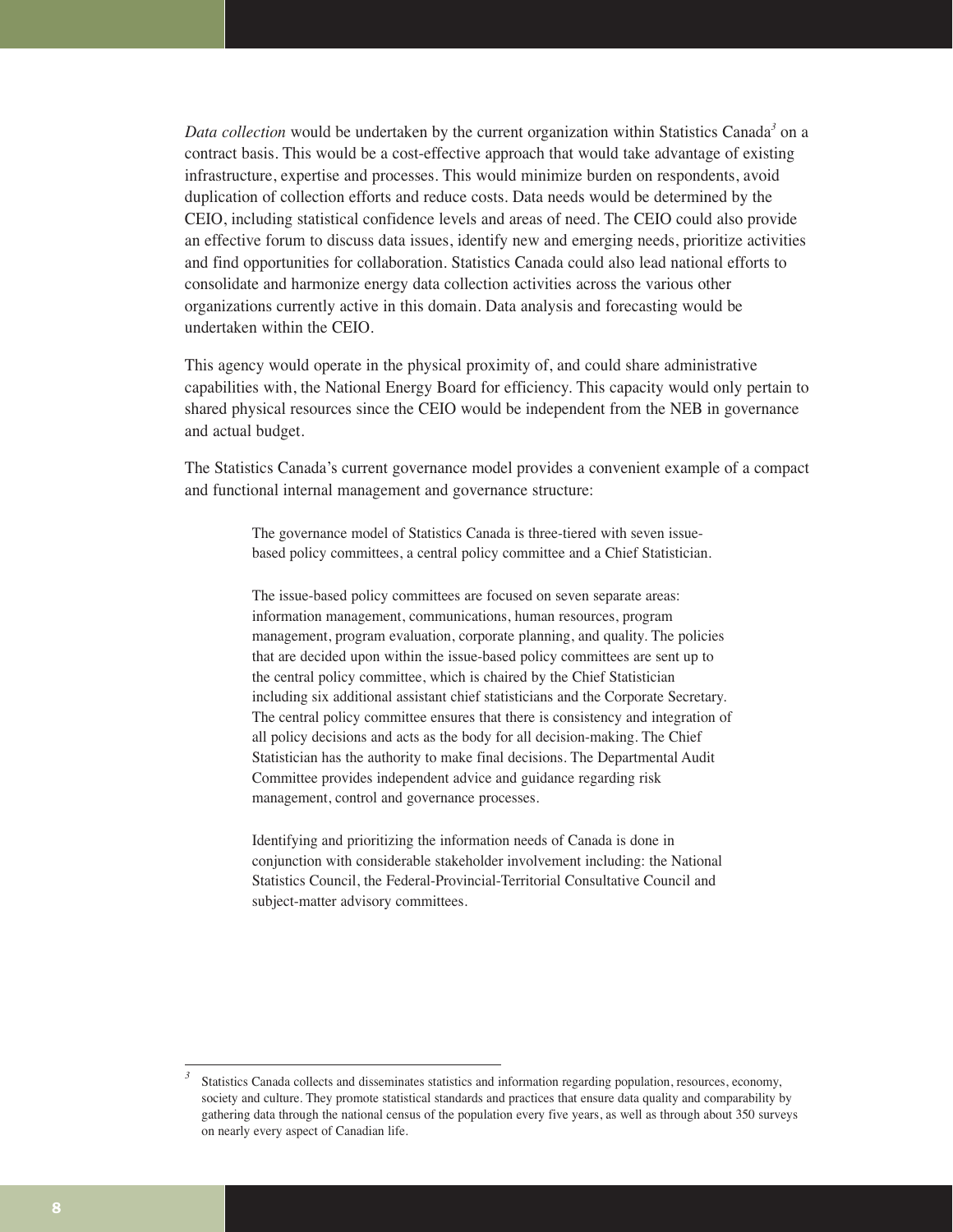*Data collection* would be undertaken by the current organization within Statistics Canada[3] on a contract basis. This would be a cost-effective approach that would take advantage of existing infrastructure, expertise and processes. This would minimize burden on respondents, avoid duplication of collection efforts and reduce costs. Data needs would be determined by the CEIO, including statistical confidence levels and areas of need. The CEIO could also provide an effective forum to discuss data issues, identify new and emerging needs, prioritize activities and find opportunities for collaboration. Statistics Canada could also lead national efforts to consolidate and harmonize energy data collection activities across the various other organizations currently active in this domain. Data analysis and forecasting would be undertaken within the CEIO.

This agency would operate in the physical proximity of, and could share administrative capabilities with, the National Energy Board for efficiency. This capacity would only pertain to shared physical resources since the CEIO would be independent from the NEB in governance and actual budget.

The Statistics Canada's current governance model provides a convenient example of a compact and functional internal management and governance structure:

> The governance model of Statistics Canada is three-tiered with seven issue-based policy committees, a central policy committee and a Chief Statistician.
>
> The issue-based policy committees are focused on seven separate areas: information management, communications, human resources, program management, program evaluation, corporate planning, and quality. The policies that are decided upon within the issue-based policy committees are sent up to the central policy committee, which is chaired by the Chief Statistician including six additional assistant chief statisticians and the Corporate Secretary. The central policy committee ensures that there is consistency and integration of all policy decisions and acts as the body for all decision-making. The Chief Statistician has the authority to make final decisions. The Departmental Audit Committee provides independent advice and guidance regarding risk management, control and governance processes.
>
> Identifying and prioritizing the information needs of Canada is done in conjunction with considerable stakeholder involvement including: the National Statistics Council, the Federal-Provincial-Territorial Consultative Council and subject-matter advisory committees.

---

[3] Statistics Canada collects and disseminates statistics and information regarding population, resources, economy, society and culture. They promote statistical standards and practices that ensure data quality and comparability by gathering data through the national census of the population every five years, as well as through about 350 surveys on nearly every aspect of Canadian life.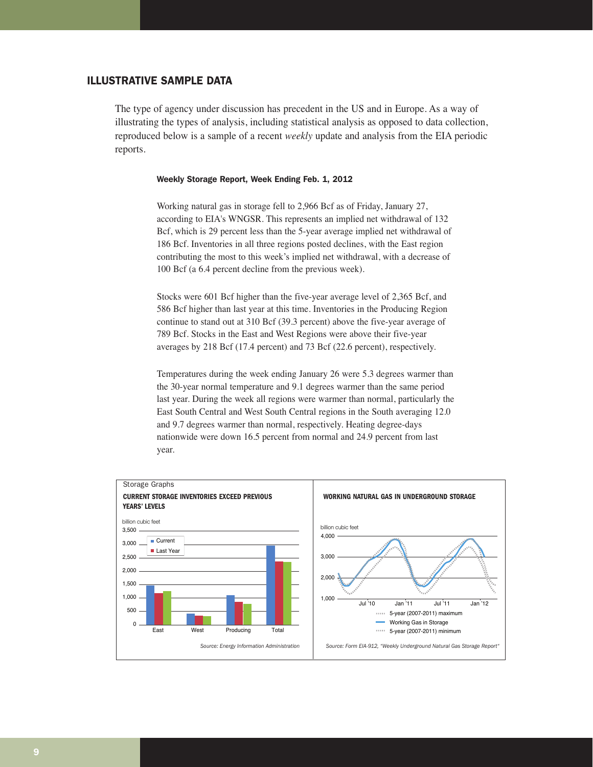## ILLUSTRATIVE SAMPLE DATA

The type of agency under discussion has precedent in the US and in Europe. As a way of illustrating the types of analysis, including statistical analysis as opposed to data collection, reproduced below is a sample of a recent *weekly* update and analysis from the EIA periodic reports.

**Weekly Storage Report, Week Ending Feb. 1, 2012**

Working natural gas in storage fell to 2,966 Bcf as of Friday, January 27, according to EIA's WNGSR. This represents an implied net withdrawal of 132 Bcf, which is 29 percent less than the 5-year average implied net withdrawal of 186 Bcf. Inventories in all three regions posted declines, with the East region contributing the most to this week's implied net withdrawal, with a decrease of 100 Bcf (a 6.4 percent decline from the previous week).

Stocks were 601 Bcf higher than the five-year average level of 2,365 Bcf, and 586 Bcf higher than last year at this time. Inventories in the Producing Region continue to stand out at 310 Bcf (39.3 percent) above the five-year average of 789 Bcf. Stocks in the East and West Regions were above their five-year averages by 218 Bcf (17.4 percent) and 73 Bcf (22.6 percent), respectively.

Temperatures during the week ending January 26 were 5.3 degrees warmer than the 30-year normal temperature and 9.1 degrees warmer than the same period last year. During the week all regions were warmer than normal, particularly the East South Central and West South Central regions in the South averaging 12.0 and 9.7 degrees warmer than normal, respectively. Heating degree-days nationwide were down 16.5 percent from normal and 24.9 percent from last year.

Storage Graphs

**CURRENT STORAGE INVENTORIES EXCEED PREVIOUS YEARS' LEVELS**

billion cubic feet

Legend: Current; Last Year

Categories: East, West, Producing, Total

*Source: Energy Information Administration*

**WORKING NATURAL GAS IN UNDERGROUND STORAGE**

billion cubic feet

Legend: 5-year (2007-2011) maximum; Working Gas in Storage; 5-year (2007-2011) minimum

*Source: Form EIA-912, "Weekly Underground Natural Gas Storage Report"*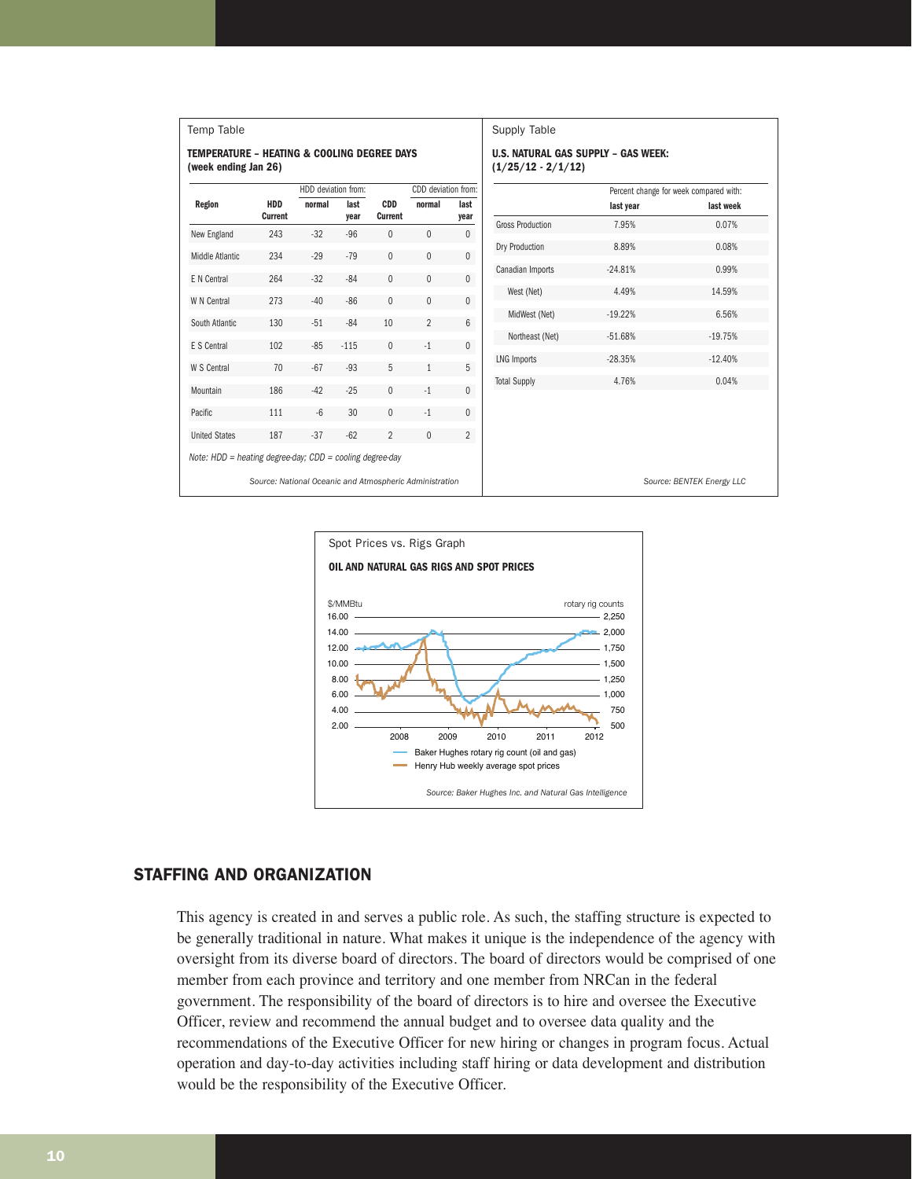Temp Table

**TEMPERATURE – HEATING & COOLING DEGREE DAYS (week ending Jan 26)**

| Region | HDD Current | HDD deviation from: normal | HDD deviation from: last year | CDD Current | CDD deviation from: normal | CDD deviation from: last year |
|---|---|---|---|---|---|---|
| New England | 243 | -32 | -96 | 0 | 0 | 0 |
| Middle Atlantic | 234 | -29 | -79 | 0 | 0 | 0 |
| E N Central | 264 | -32 | -84 | 0 | 0 | 0 |
| W N Central | 273 | -40 | -86 | 0 | 0 | 0 |
| South Atlantic | 130 | -51 | -84 | 10 | 2 | 6 |
| E S Central | 102 | -85 | -115 | 0 | -1 | 0 |
| W S Central | 70 | -67 | -93 | 5 | 1 | 5 |
| Mountain | 186 | -42 | -25 | 0 | -1 | 0 |
| Pacific | 111 | -6 | 30 | 0 | -1 | 0 |
| United States | 187 | -37 | -62 | 2 | 0 | 2 |

*Note: HDD = heating degree-day; CDD = cooling degree-day*

*Source: National Oceanic and Atmospheric Administration*

Supply Table

**U.S. NATURAL GAS SUPPLY – GAS WEEK: (1/25/12 - 2/1/12)**

| | Percent change for week compared with: last year | Percent change for week compared with: last week |
|---|---|---|
| Gross Production | 7.95% | 0.07% |
| Dry Production | 8.89% | 0.08% |
| Canadian Imports | -24.81% | 0.99% |
| West (Net) | 4.49% | 14.59% |
| MidWest (Net) | -19.22% | 6.56% |
| Northeast (Net) | -51.68% | -19.75% |
| LNG Imports | -28.35% | -12.40% |
| Total Supply | 4.76% | 0.04% |

*Source: BENTEK Energy LLC*

Spot Prices vs. Rigs Graph

**OIL AND NATURAL GAS RIGS AND SPOT PRICES**

*Source: Baker Hughes Inc. and Natural Gas Intelligence*

## STAFFING AND ORGANIZATION

This agency is created in and serves a public role. As such, the staffing structure is expected to be generally traditional in nature. What makes it unique is the independence of the agency with oversight from its diverse board of directors. The board of directors would be comprised of one member from each province and territory and one member from NRCan in the federal government. The responsibility of the board of directors is to hire and oversee the Executive Officer, review and recommend the annual budget and to oversee data quality and the recommendations of the Executive Officer for new hiring or changes in program focus. Actual operation and day-to-day activities including staff hiring or data development and distribution would be the responsibility of the Executive Officer.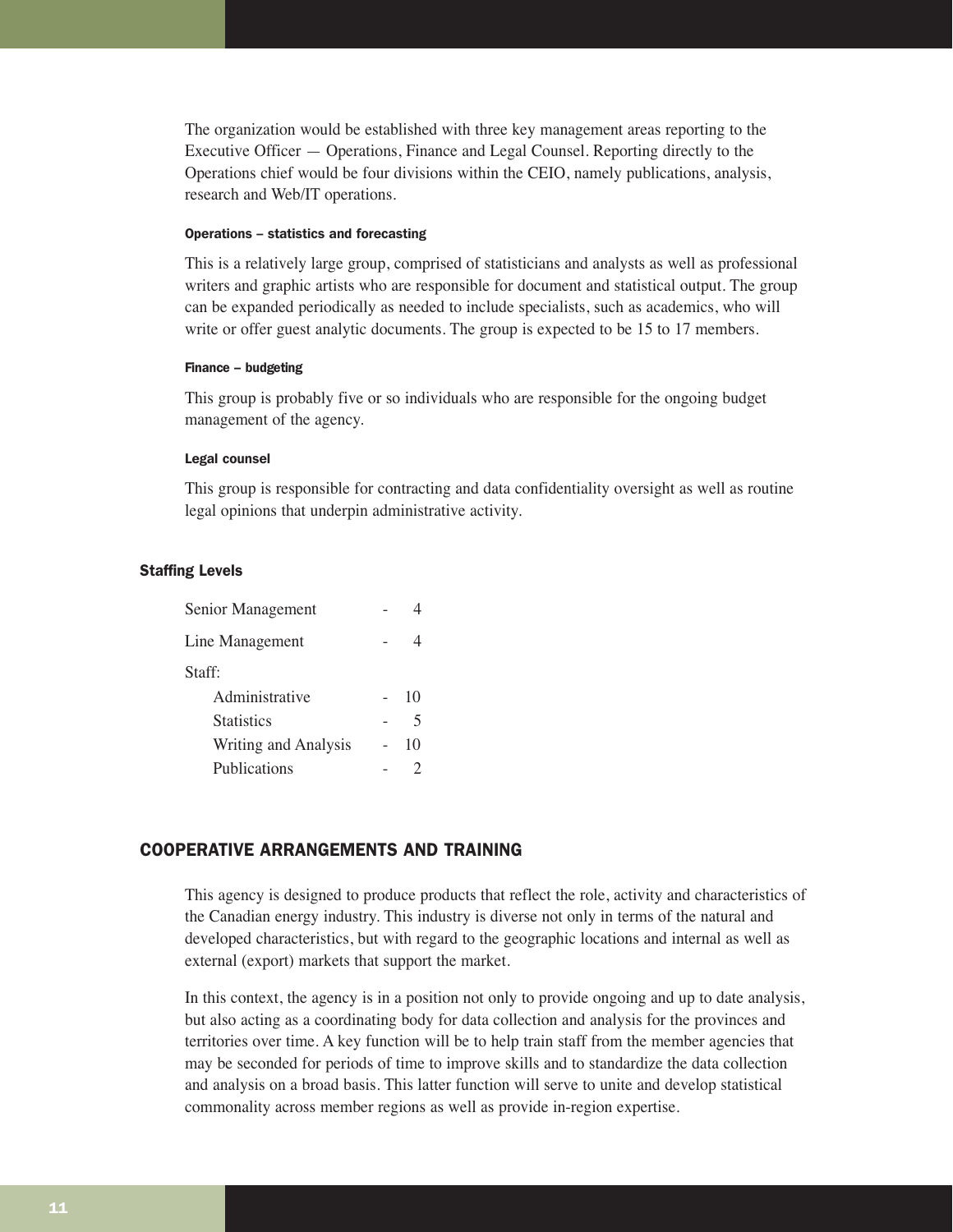The organization would be established with three key management areas reporting to the Executive Officer — Operations, Finance and Legal Counsel. Reporting directly to the Operations chief would be four divisions within the CEIO, namely publications, analysis, research and Web/IT operations.

#### Operations – statistics and forecasting

This is a relatively large group, comprised of statisticians and analysts as well as professional writers and graphic artists who are responsible for document and statistical output. The group can be expanded periodically as needed to include specialists, such as academics, who will write or offer guest analytic documents. The group is expected to be 15 to 17 members.

#### Finance – budgeting

This group is probably five or so individuals who are responsible for the ongoing budget management of the agency.

#### Legal counsel

This group is responsible for contracting and data confidentiality oversight as well as routine legal opinions that underpin administrative activity.

### Staffing Levels

| | | |
|---|---|---|
| Senior Management | - | 4 |
| Line Management | - | 4 |
| Staff: | | |
| Administrative | - | 10 |
| Statistics | - | 5 |
| Writing and Analysis | - | 10 |
| Publications | - | 2 |

## COOPERATIVE ARRANGEMENTS AND TRAINING

This agency is designed to produce products that reflect the role, activity and characteristics of the Canadian energy industry. This industry is diverse not only in terms of the natural and developed characteristics, but with regard to the geographic locations and internal as well as external (export) markets that support the market.

In this context, the agency is in a position not only to provide ongoing and up to date analysis, but also acting as a coordinating body for data collection and analysis for the provinces and territories over time. A key function will be to help train staff from the member agencies that may be seconded for periods of time to improve skills and to standardize the data collection and analysis on a broad basis. This latter function will serve to unite and develop statistical commonality across member regions as well as provide in-region expertise.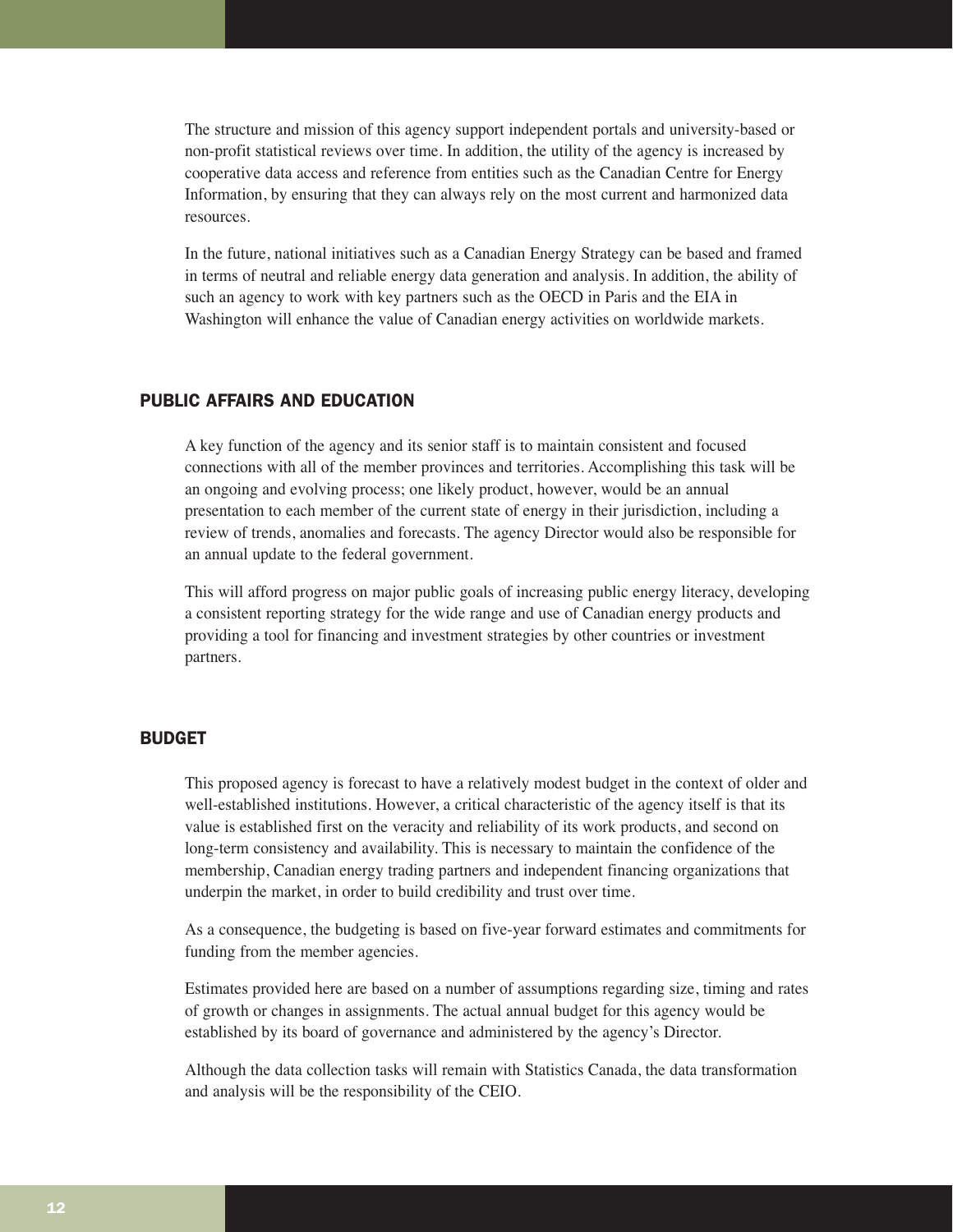The structure and mission of this agency support independent portals and university-based or non-profit statistical reviews over time. In addition, the utility of the agency is increased by cooperative data access and reference from entities such as the Canadian Centre for Energy Information, by ensuring that they can always rely on the most current and harmonized data resources.

In the future, national initiatives such as a Canadian Energy Strategy can be based and framed in terms of neutral and reliable energy data generation and analysis. In addition, the ability of such an agency to work with key partners such as the OECD in Paris and the EIA in Washington will enhance the value of Canadian energy activities on worldwide markets.

## PUBLIC AFFAIRS AND EDUCATION

A key function of the agency and its senior staff is to maintain consistent and focused connections with all of the member provinces and territories. Accomplishing this task will be an ongoing and evolving process; one likely product, however, would be an annual presentation to each member of the current state of energy in their jurisdiction, including a review of trends, anomalies and forecasts. The agency Director would also be responsible for an annual update to the federal government.

This will afford progress on major public goals of increasing public energy literacy, developing a consistent reporting strategy for the wide range and use of Canadian energy products and providing a tool for financing and investment strategies by other countries or investment partners.

## BUDGET

This proposed agency is forecast to have a relatively modest budget in the context of older and well-established institutions. However, a critical characteristic of the agency itself is that its value is established first on the veracity and reliability of its work products, and second on long-term consistency and availability. This is necessary to maintain the confidence of the membership, Canadian energy trading partners and independent financing organizations that underpin the market, in order to build credibility and trust over time.

As a consequence, the budgeting is based on five-year forward estimates and commitments for funding from the member agencies.

Estimates provided here are based on a number of assumptions regarding size, timing and rates of growth or changes in assignments. The actual annual budget for this agency would be established by its board of governance and administered by the agency's Director.

Although the data collection tasks will remain with Statistics Canada, the data transformation and analysis will be the responsibility of the CEIO.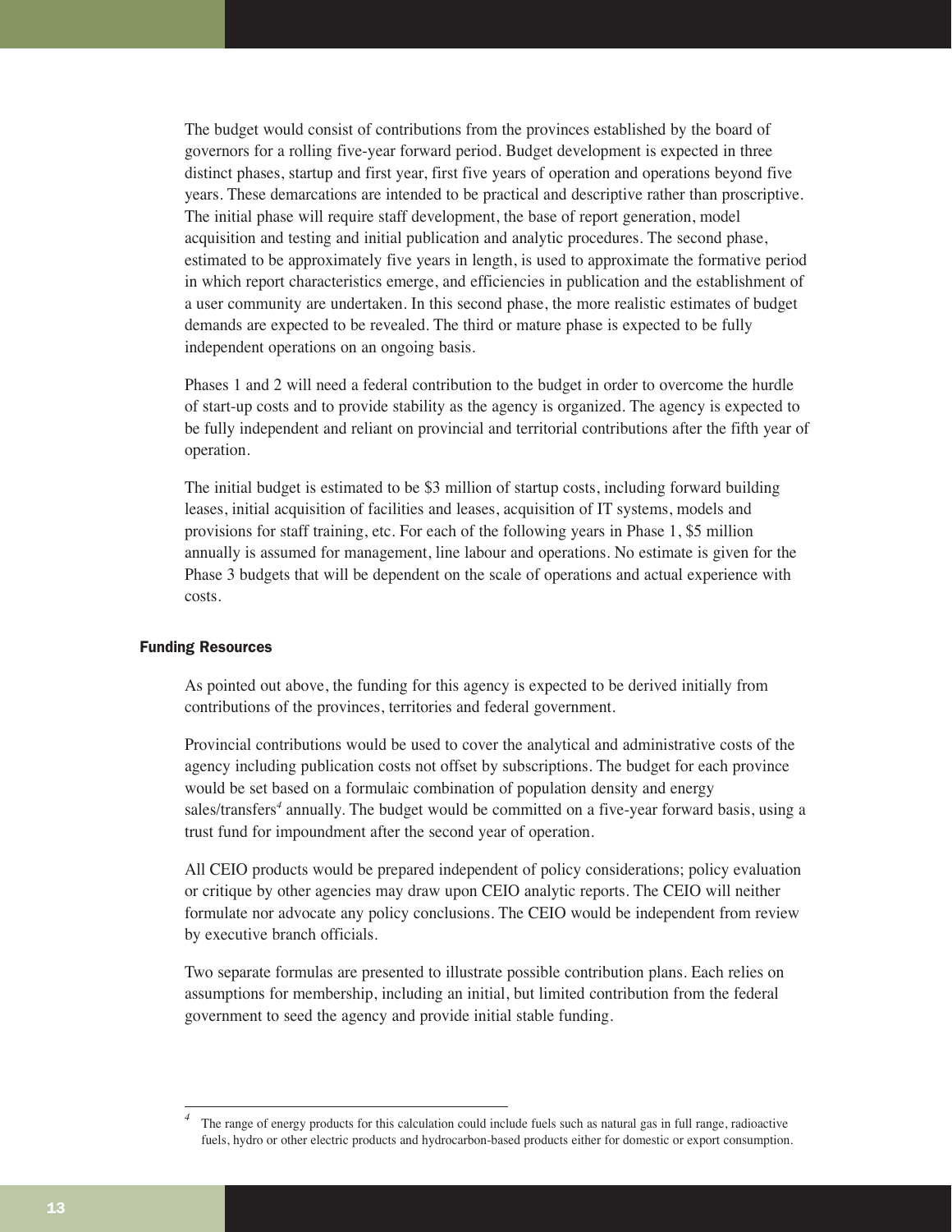The budget would consist of contributions from the provinces established by the board of governors for a rolling five-year forward period. Budget development is expected in three distinct phases, startup and first year, first five years of operation and operations beyond five years. These demarcations are intended to be practical and descriptive rather than proscriptive. The initial phase will require staff development, the base of report generation, model acquisition and testing and initial publication and analytic procedures. The second phase, estimated to be approximately five years in length, is used to approximate the formative period in which report characteristics emerge, and efficiencies in publication and the establishment of a user community are undertaken. In this second phase, the more realistic estimates of budget demands are expected to be revealed. The third or mature phase is expected to be fully independent operations on an ongoing basis.

Phases 1 and 2 will need a federal contribution to the budget in order to overcome the hurdle of start-up costs and to provide stability as the agency is organized. The agency is expected to be fully independent and reliant on provincial and territorial contributions after the fifth year of operation.

The initial budget is estimated to be $3 million of startup costs, including forward building leases, initial acquisition of facilities and leases, acquisition of IT systems, models and provisions for staff training, etc. For each of the following years in Phase 1, $5 million annually is assumed for management, line labour and operations. No estimate is given for the Phase 3 budgets that will be dependent on the scale of operations and actual experience with costs.

### Funding Resources

As pointed out above, the funding for this agency is expected to be derived initially from contributions of the provinces, territories and federal government.

Provincial contributions would be used to cover the analytical and administrative costs of the agency including publication costs not offset by subscriptions. The budget for each province would be set based on a formulaic combination of population density and energy sales/transfers[4] annually. The budget would be committed on a five-year forward basis, using a trust fund for impoundment after the second year of operation.

All CEIO products would be prepared independent of policy considerations; policy evaluation or critique by other agencies may draw upon CEIO analytic reports. The CEIO will neither formulate nor advocate any policy conclusions. The CEIO would be independent from review by executive branch officials.

Two separate formulas are presented to illustrate possible contribution plans. Each relies on assumptions for membership, including an initial, but limited contribution from the federal government to seed the agency and provide initial stable funding.

---

[4] The range of energy products for this calculation could include fuels such as natural gas in full range, radioactive fuels, hydro or other electric products and hydrocarbon-based products either for domestic or export consumption.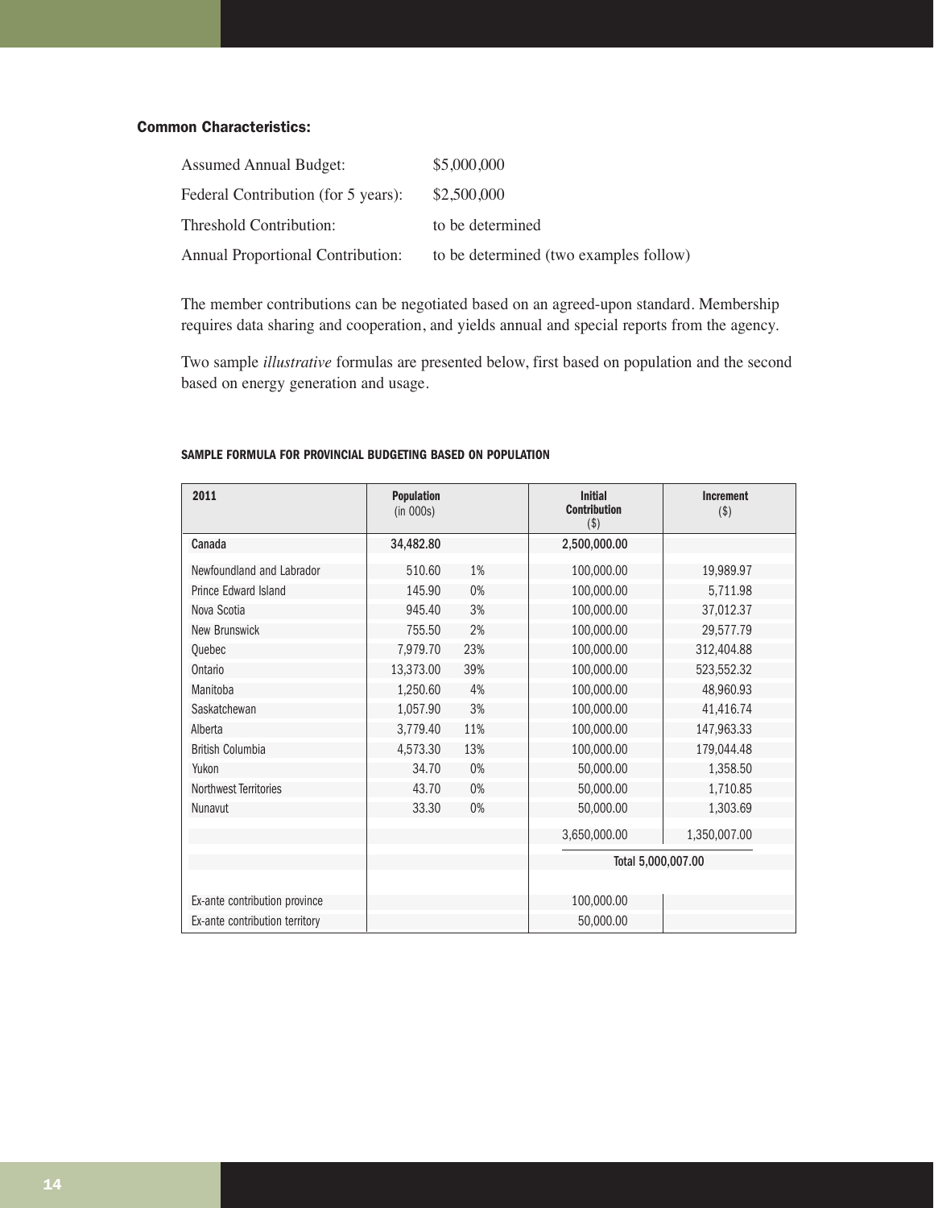### Common Characteristics:

| | |
|---|---|
| Assumed Annual Budget: | $5,000,000 |
| Federal Contribution (for 5 years): | $2,500,000 |
| Threshold Contribution: | to be determined |
| Annual Proportional Contribution: | to be determined (two examples follow) |

The member contributions can be negotiated based on an agreed-upon standard. Membership requires data sharing and cooperation, and yields annual and special reports from the agency.

Two sample *illustrative* formulas are presented below, first based on population and the second based on energy generation and usage.

**SAMPLE FORMULA FOR PROVINCIAL BUDGETING BASED ON POPULATION**

| 2011 | Population (in 000s) | | Initial Contribution ($) | Increment ($) |
|---|---|---|---|---|
| Canada | 34,482.80 | | 2,500,000.00 | |
| Newfoundland and Labrador | 510.60 | 1% | 100,000.00 | 19,989.97 |
| Prince Edward Island | 145.90 | 0% | 100,000.00 | 5,711.98 |
| Nova Scotia | 945.40 | 3% | 100,000.00 | 37,012.37 |
| New Brunswick | 755.50 | 2% | 100,000.00 | 29,577.79 |
| Quebec | 7,979.70 | 23% | 100,000.00 | 312,404.88 |
| Ontario | 13,373.00 | 39% | 100,000.00 | 523,552.32 |
| Manitoba | 1,250.60 | 4% | 100,000.00 | 48,960.93 |
| Saskatchewan | 1,057.90 | 3% | 100,000.00 | 41,416.74 |
| Alberta | 3,779.40 | 11% | 100,000.00 | 147,963.33 |
| British Columbia | 4,573.30 | 13% | 100,000.00 | 179,044.48 |
| Yukon | 34.70 | 0% | 50,000.00 | 1,358.50 |
| Northwest Territories | 43.70 | 0% | 50,000.00 | 1,710.85 |
| Nunavut | 33.30 | 0% | 50,000.00 | 1,303.69 |
| | | | 3,650,000.00 | 1,350,007.00 |
| | | | Total 5,000,007.00 | |
| Ex-ante contribution province | | | 100,000.00 | |
| Ex-ante contribution territory | | | 50,000.00 | |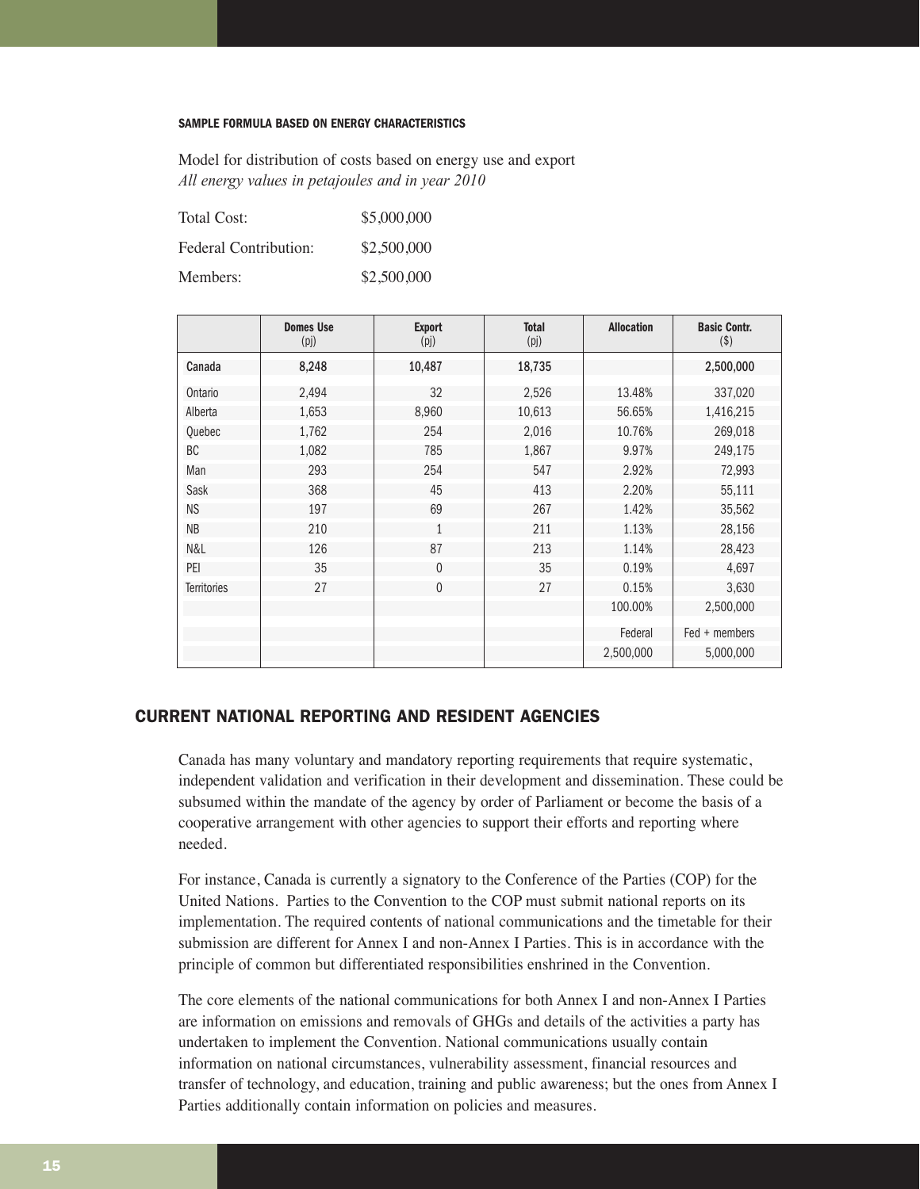#### SAMPLE FORMULA BASED ON ENERGY CHARACTERISTICS

Model for distribution of costs based on energy use and export
*All energy values in petajoules and in year 2010*

| | |
|---|---|
| Total Cost: | \$5,000,000 |
| Federal Contribution: | \$2,500,000 |
| Members: | \$2,500,000 |

| | Domes Use (pj) | Export (pj) | Total (pj) | Allocation | Basic Contr. (\$) |
|---|---|---|---|---|---|
| **Canada** | **8,248** | **10,487** | **18,735** | | **2,500,000** |
| Ontario | 2,494 | 32 | 2,526 | 13.48% | 337,020 |
| Alberta | 1,653 | 8,960 | 10,613 | 56.65% | 1,416,215 |
| Quebec | 1,762 | 254 | 2,016 | 10.76% | 269,018 |
| BC | 1,082 | 785 | 1,867 | 9.97% | 249,175 |
| Man | 293 | 254 | 547 | 2.92% | 72,993 |
| Sask | 368 | 45 | 413 | 2.20% | 55,111 |
| NS | 197 | 69 | 267 | 1.42% | 35,562 |
| NB | 210 | 1 | 211 | 1.13% | 28,156 |
| N&L | 126 | 87 | 213 | 1.14% | 28,423 |
| PEI | 35 | 0 | 35 | 0.19% | 4,697 |
| Territories | 27 | 0 | 27 | 0.15% | 3,630 |
| | | | | 100.00% | 2,500,000 |
| | | | | Federal | Fed + members |
| | | | | 2,500,000 | 5,000,000 |

## CURRENT NATIONAL REPORTING AND RESIDENT AGENCIES

Canada has many voluntary and mandatory reporting requirements that require systematic, independent validation and verification in their development and dissemination. These could be subsumed within the mandate of the agency by order of Parliament or become the basis of a cooperative arrangement with other agencies to support their efforts and reporting where needed.

For instance, Canada is currently a signatory to the Conference of the Parties (COP) for the United Nations. Parties to the Convention to the COP must submit national reports on its implementation. The required contents of national communications and the timetable for their submission are different for Annex I and non-Annex I Parties. This is in accordance with the principle of common but differentiated responsibilities enshrined in the Convention.

The core elements of the national communications for both Annex I and non-Annex I Parties are information on emissions and removals of GHGs and details of the activities a party has undertaken to implement the Convention. National communications usually contain information on national circumstances, vulnerability assessment, financial resources and transfer of technology, and education, training and public awareness; but the ones from Annex I Parties additionally contain information on policies and measures.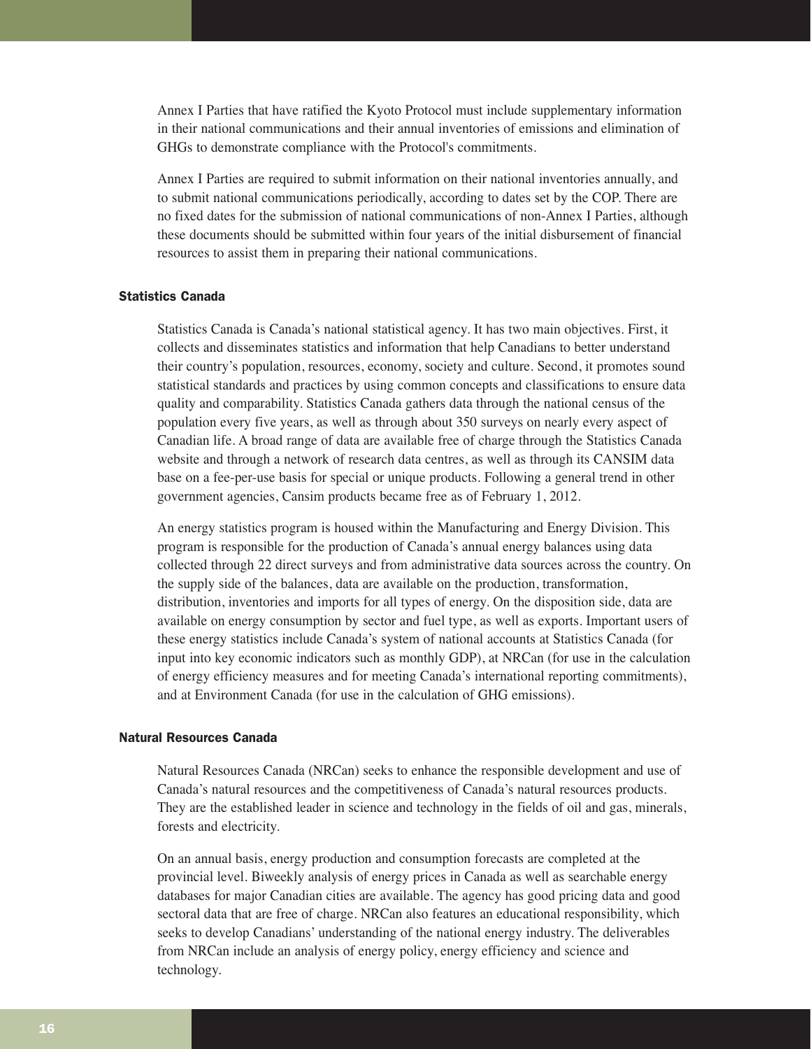Annex I Parties that have ratified the Kyoto Protocol must include supplementary information in their national communications and their annual inventories of emissions and elimination of GHGs to demonstrate compliance with the Protocol's commitments.

Annex I Parties are required to submit information on their national inventories annually, and to submit national communications periodically, according to dates set by the COP. There are no fixed dates for the submission of national communications of non-Annex I Parties, although these documents should be submitted within four years of the initial disbursement of financial resources to assist them in preparing their national communications.

#### Statistics Canada

Statistics Canada is Canada's national statistical agency. It has two main objectives. First, it collects and disseminates statistics and information that help Canadians to better understand their country's population, resources, economy, society and culture. Second, it promotes sound statistical standards and practices by using common concepts and classifications to ensure data quality and comparability. Statistics Canada gathers data through the national census of the population every five years, as well as through about 350 surveys on nearly every aspect of Canadian life. A broad range of data are available free of charge through the Statistics Canada website and through a network of research data centres, as well as through its CANSIM data base on a fee-per-use basis for special or unique products. Following a general trend in other government agencies, Cansim products became free as of February 1, 2012.

An energy statistics program is housed within the Manufacturing and Energy Division. This program is responsible for the production of Canada's annual energy balances using data collected through 22 direct surveys and from administrative data sources across the country. On the supply side of the balances, data are available on the production, transformation, distribution, inventories and imports for all types of energy. On the disposition side, data are available on energy consumption by sector and fuel type, as well as exports. Important users of these energy statistics include Canada's system of national accounts at Statistics Canada (for input into key economic indicators such as monthly GDP), at NRCan (for use in the calculation of energy efficiency measures and for meeting Canada's international reporting commitments), and at Environment Canada (for use in the calculation of GHG emissions).

#### Natural Resources Canada

Natural Resources Canada (NRCan) seeks to enhance the responsible development and use of Canada's natural resources and the competitiveness of Canada's natural resources products. They are the established leader in science and technology in the fields of oil and gas, minerals, forests and electricity.

On an annual basis, energy production and consumption forecasts are completed at the provincial level. Biweekly analysis of energy prices in Canada as well as searchable energy databases for major Canadian cities are available. The agency has good pricing data and good sectoral data that are free of charge. NRCan also features an educational responsibility, which seeks to develop Canadians' understanding of the national energy industry. The deliverables from NRCan include an analysis of energy policy, energy efficiency and science and technology.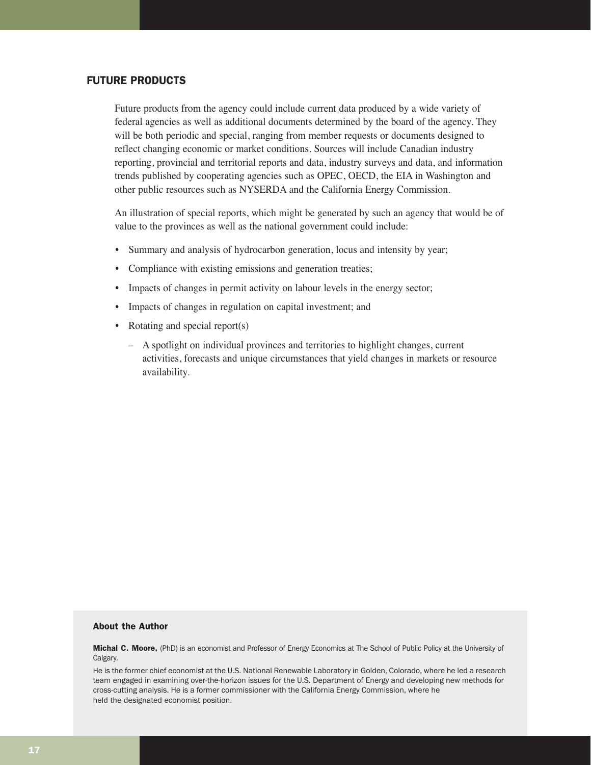## FUTURE PRODUCTS

Future products from the agency could include current data produced by a wide variety of federal agencies as well as additional documents determined by the board of the agency. They will be both periodic and special, ranging from member requests or documents designed to reflect changing economic or market conditions. Sources will include Canadian industry reporting, provincial and territorial reports and data, industry surveys and data, and information trends published by cooperating agencies such as OPEC, OECD, the EIA in Washington and other public resources such as NYSERDA and the California Energy Commission.

An illustration of special reports, which might be generated by such an agency that would be of value to the provinces as well as the national government could include:

- Summary and analysis of hydrocarbon generation, locus and intensity by year;
- Compliance with existing emissions and generation treaties;
- Impacts of changes in permit activity on labour levels in the energy sector;
- Impacts of changes in regulation on capital investment; and
- Rotating and special report(s)
  - A spotlight on individual provinces and territories to highlight changes, current activities, forecasts and unique circumstances that yield changes in markets or resource availability.

### About the Author

**Michal C. Moore,** (PhD) is an economist and Professor of Energy Economics at The School of Public Policy at the University of Calgary.

He is the former chief economist at the U.S. National Renewable Laboratory in Golden, Colorado, where he led a research team engaged in examining over-the-horizon issues for the U.S. Department of Energy and developing new methods for cross-cutting analysis. He is a former commissioner with the California Energy Commission, where he held the designated economist position.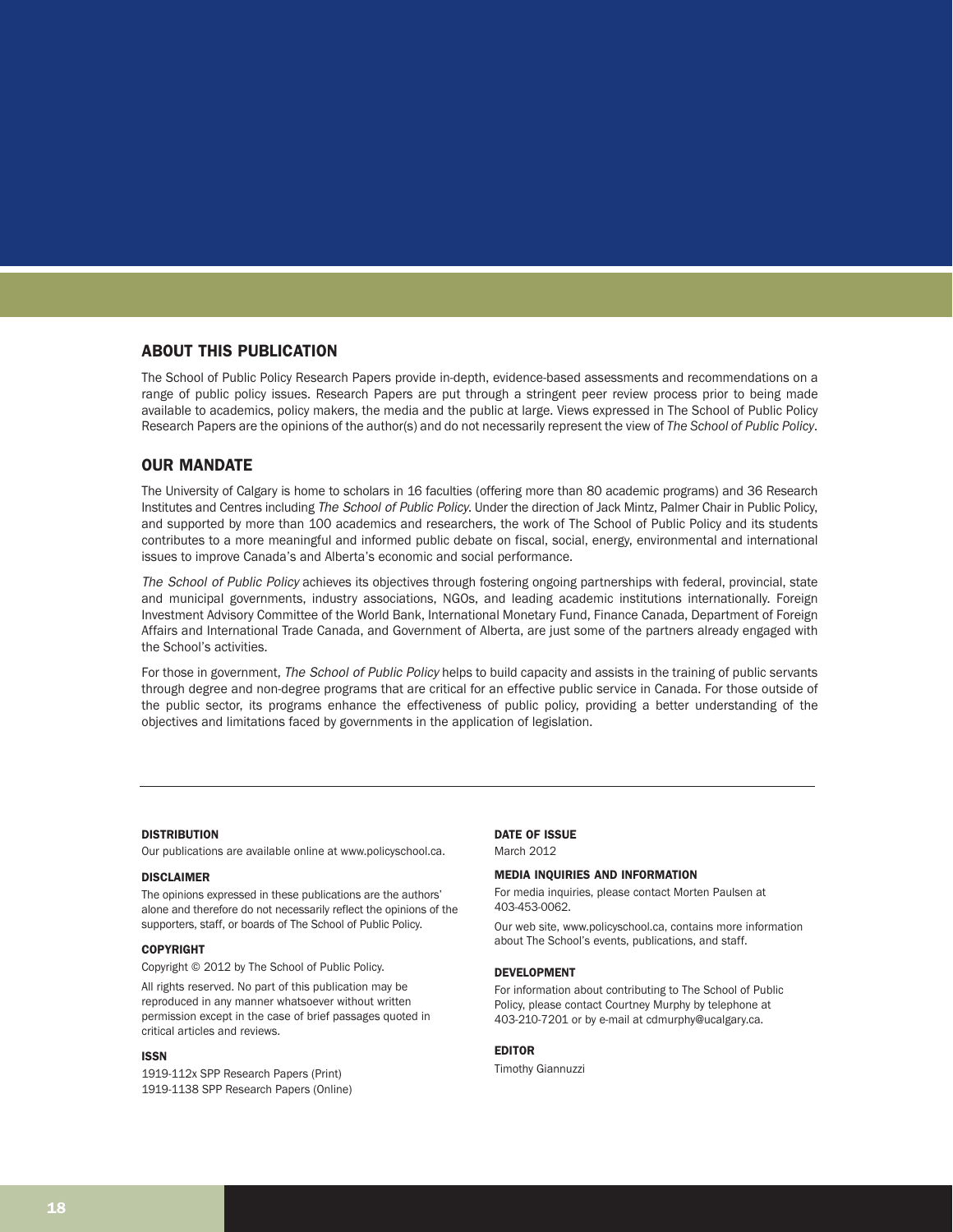## ABOUT THIS PUBLICATION

The School of Public Policy Research Papers provide in-depth, evidence-based assessments and recommendations on a range of public policy issues. Research Papers are put through a stringent peer review process prior to being made available to academics, policy makers, the media and the public at large. Views expressed in The School of Public Policy Research Papers are the opinions of the author(s) and do not necessarily represent the view of *The School of Public Policy*.

## OUR MANDATE

The University of Calgary is home to scholars in 16 faculties (offering more than 80 academic programs) and 36 Research Institutes and Centres including *The School of Public Policy*. Under the direction of Jack Mintz, Palmer Chair in Public Policy, and supported by more than 100 academics and researchers, the work of The School of Public Policy and its students contributes to a more meaningful and informed public debate on fiscal, social, energy, environmental and international issues to improve Canada's and Alberta's economic and social performance.

*The School of Public Policy* achieves its objectives through fostering ongoing partnerships with federal, provincial, state and municipal governments, industry associations, NGOs, and leading academic institutions internationally. Foreign Investment Advisory Committee of the World Bank, International Monetary Fund, Finance Canada, Department of Foreign Affairs and International Trade Canada, and Government of Alberta, are just some of the partners already engaged with the School's activities.

For those in government, *The School of Public Policy* helps to build capacity and assists in the training of public servants through degree and non-degree programs that are critical for an effective public service in Canada. For those outside of the public sector, its programs enhance the effectiveness of public policy, providing a better understanding of the objectives and limitations faced by governments in the application of legislation.

---

#### DISTRIBUTION

Our publications are available online at www.policyschool.ca.

#### DISCLAIMER

The opinions expressed in these publications are the authors' alone and therefore do not necessarily reflect the opinions of the supporters, staff, or boards of The School of Public Policy.

#### COPYRIGHT

Copyright © 2012 by The School of Public Policy.

All rights reserved. No part of this publication may be reproduced in any manner whatsoever without written permission except in the case of brief passages quoted in critical articles and reviews.

#### ISSN

1919-112x SPP Research Papers (Print)
1919-1138 SPP Research Papers (Online)

#### DATE OF ISSUE

March 2012

#### MEDIA INQUIRIES AND INFORMATION

For media inquiries, please contact Morten Paulsen at 403-453-0062.

Our web site, www.policyschool.ca, contains more information about The School's events, publications, and staff.

#### DEVELOPMENT

For information about contributing to The School of Public Policy, please contact Courtney Murphy by telephone at 403-210-7201 or by e-mail at cdmurphy@ucalgary.ca.

#### EDITOR

Timothy Giannuzzi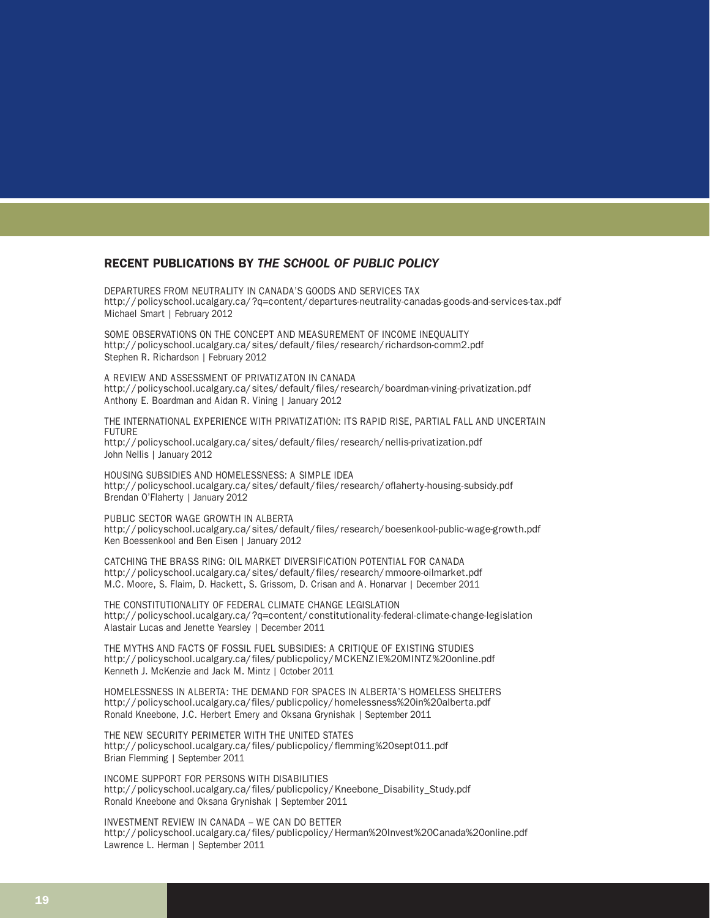## RECENT PUBLICATIONS BY *THE SCHOOL OF PUBLIC POLICY*

DEPARTURES FROM NEUTRALITY IN CANADA'S GOODS AND SERVICES TAX
http://policyschool.ucalgary.ca/?q=content/departures-neutrality-canadas-goods-and-services-tax.pdf
Michael Smart | February 2012

SOME OBSERVATIONS ON THE CONCEPT AND MEASUREMENT OF INCOME INEQUALITY
http://policyschool.ucalgary.ca/sites/default/files/research/richardson-comm2.pdf
Stephen R. Richardson | February 2012

A REVIEW AND ASSESSMENT OF PRIVATIZATON IN CANADA
http://policyschool.ucalgary.ca/sites/default/files/research/boardman-vining-privatization.pdf
Anthony E. Boardman and Aidan R. Vining | January 2012

THE INTERNATIONAL EXPERIENCE WITH PRIVATIZATION: ITS RAPID RISE, PARTIAL FALL AND UNCERTAIN FUTURE
http://policyschool.ucalgary.ca/sites/default/files/research/nellis-privatization.pdf
John Nellis | January 2012

HOUSING SUBSIDIES AND HOMELESSNESS: A SIMPLE IDEA
http://policyschool.ucalgary.ca/sites/default/files/research/oflaherty-housing-subsidy.pdf
Brendan O'Flaherty | January 2012

PUBLIC SECTOR WAGE GROWTH IN ALBERTA
http://policyschool.ucalgary.ca/sites/default/files/research/boesenkool-public-wage-growth.pdf
Ken Boessenkool and Ben Eisen | January 2012

CATCHING THE BRASS RING: OIL MARKET DIVERSIFICATION POTENTIAL FOR CANADA
http://policyschool.ucalgary.ca/sites/default/files/research/mmoore-oilmarket.pdf
M.C. Moore, S. Flaim, D. Hackett, S. Grissom, D. Crisan and A. Honarvar | December 2011

THE CONSTITUTIONALITY OF FEDERAL CLIMATE CHANGE LEGISLATION
http://policyschool.ucalgary.ca/?q=content/constitutionality-federal-climate-change-legislation
Alastair Lucas and Jenette Yearsley | December 2011

THE MYTHS AND FACTS OF FOSSIL FUEL SUBSIDIES: A CRITIQUE OF EXISTING STUDIES
http://policyschool.ucalgary.ca/files/publicpolicy/MCKENZIE%20MINTZ%20online.pdf
Kenneth J. McKenzie and Jack M. Mintz | October 2011

HOMELESSNESS IN ALBERTA: THE DEMAND FOR SPACES IN ALBERTA'S HOMELESS SHELTERS
http://policyschool.ucalgary.ca/files/publicpolicy/homelessness%20in%20alberta.pdf
Ronald Kneebone, J.C. Herbert Emery and Oksana Grynishak | September 2011

THE NEW SECURITY PERIMETER WITH THE UNITED STATES
http://policyschool.ucalgary.ca/files/publicpolicy/flemming%20sept011.pdf
Brian Flemming | September 2011

INCOME SUPPORT FOR PERSONS WITH DISABILITIES
http://policyschool.ucalgary.ca/files/publicpolicy/Kneebone_Disability_Study.pdf
Ronald Kneebone and Oksana Grynishak | September 2011

INVESTMENT REVIEW IN CANADA – WE CAN DO BETTER
http://policyschool.ucalgary.ca/files/publicpolicy/Herman%20Invest%20Canada%20online.pdf
Lawrence L. Herman | September 2011